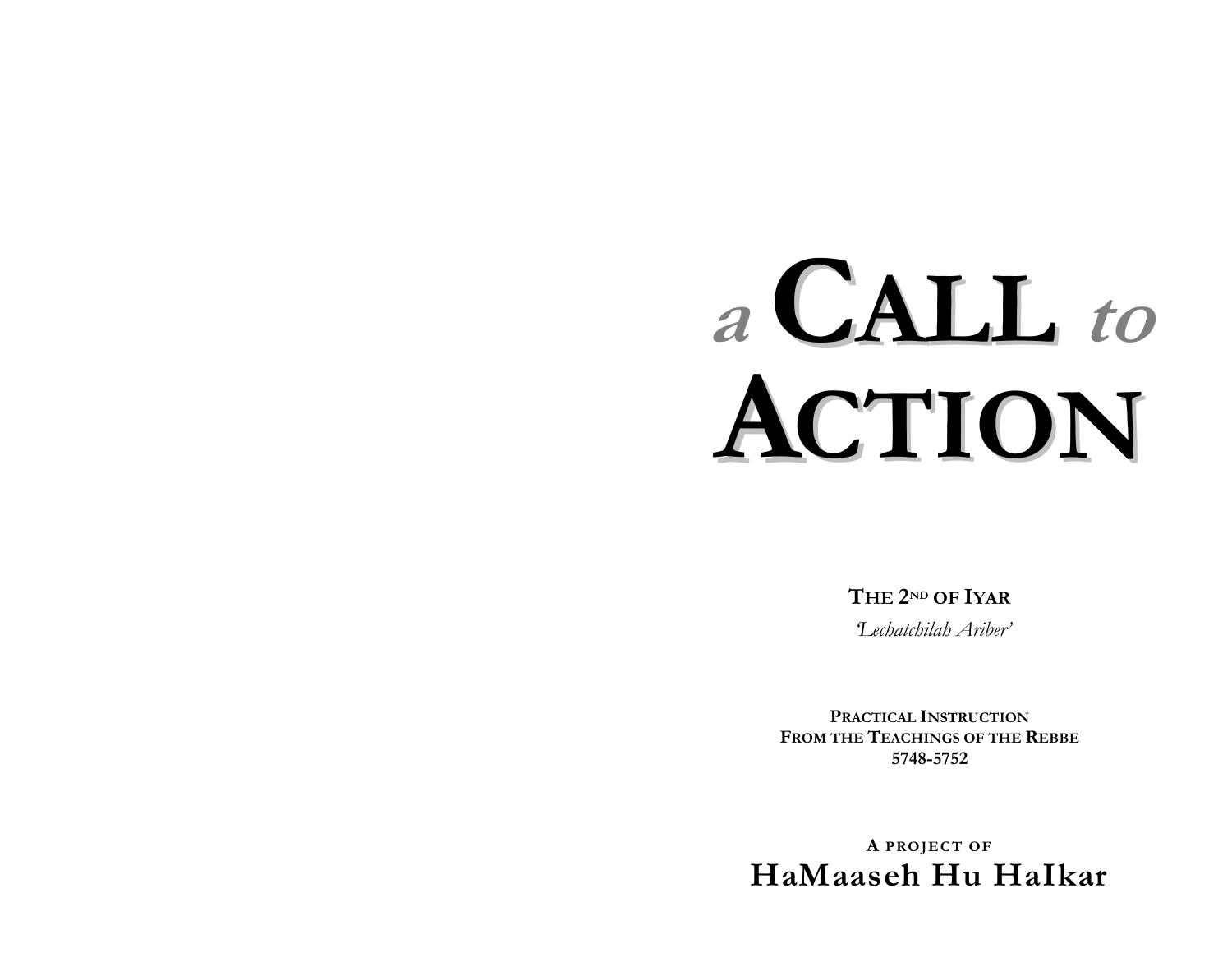# a CALL to ACTION

**THE 2[ND] OF IYAR**

*'Lechatchilah Ariber'*

**PRACTICAL INSTRUCTION**
**FROM THE TEACHINGS OF THE REBBE**
**5748-5752**

**A PROJECT OF**

**HaMaaseh Hu HaIkar**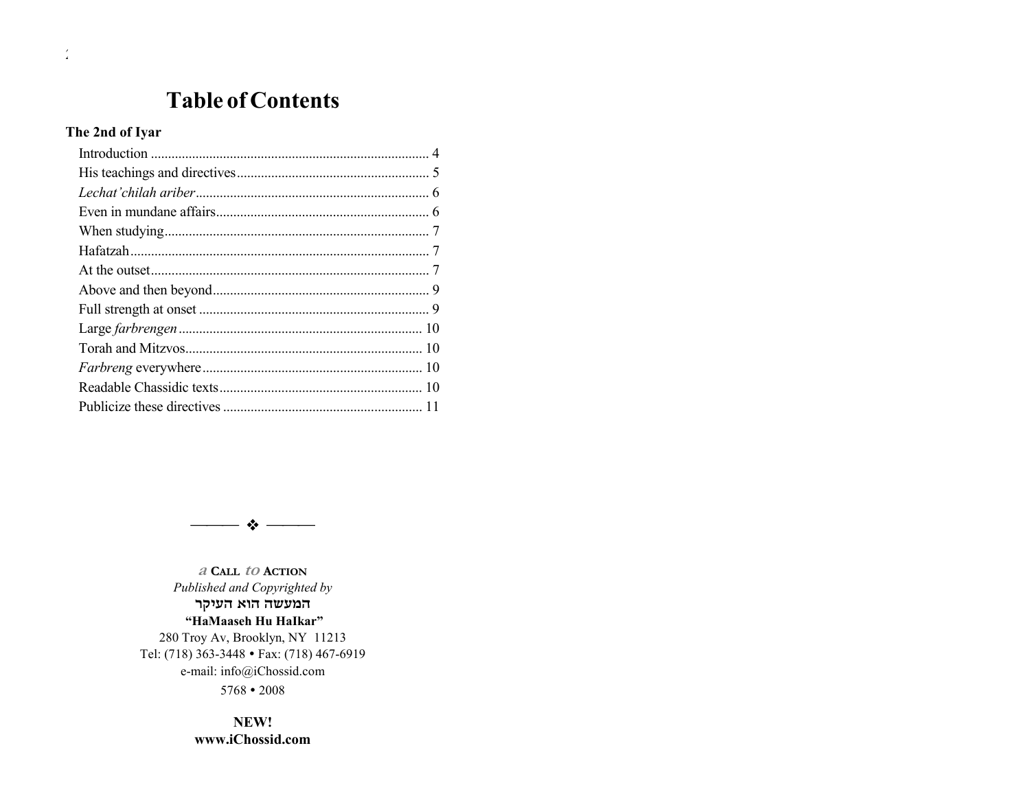# Table of Contents

**The 2nd of Iyar**

- Introduction ................................................................................ 4
- His teachings and directives........................................................ 5
- *Lechat'chilah ariber*.................................................................... 6
- Even in mundane affairs.............................................................. 6
- When studying............................................................................. 7
- Hafatzah....................................................................................... 7
- At the outset................................................................................. 7
- Above and then beyond............................................................... 9
- Full strength at onset .................................................................. 9
- Large *farbrengen* ...................................................................... 10
- Torah and Mitzvos..................................................................... 10
- *Farbreng* everywhere ................................................................ 10
- Readable Chassidic texts........................................................... 10
- Publicize these directives .......................................................... 11

———— ❖ ————

*a* CALL *to* ACTION
*Published and Copyrighted by*
**המעשה הוא העיקר**
**"HaMaaseh Hu HaIkar"**
280 Troy Av, Brooklyn, NY 11213
Tel: (718) 363-3448 • Fax: (718) 467-6919
e-mail: info@iChossid.com
5768 • 2008

**NEW!**
**www.iChossid.com**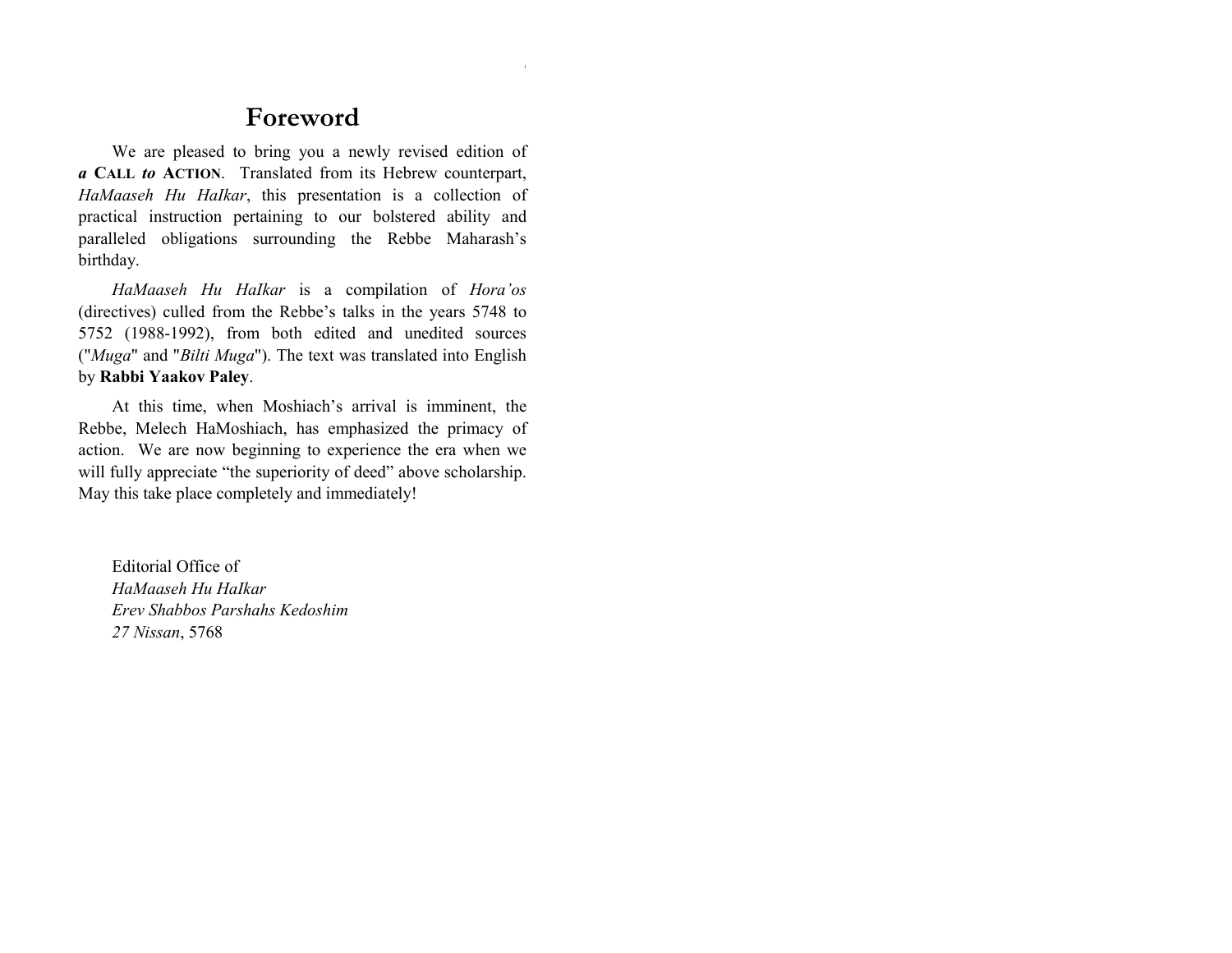# Foreword

We are pleased to bring you a newly revised edition of ***a* CALL *to* ACTION**. Translated from its Hebrew counterpart, *HaMaaseh Hu HaIkar*, this presentation is a collection of practical instruction pertaining to our bolstered ability and paralleled obligations surrounding the Rebbe Maharash's birthday.

*HaMaaseh Hu HaIkar* is a compilation of *Hora'os* (directives) culled from the Rebbe's talks in the years 5748 to 5752 (1988-1992), from both edited and unedited sources ("*Muga*" and "*Bilti Muga*"). The text was translated into English by **Rabbi Yaakov Paley**.

At this time, when Moshiach's arrival is imminent, the Rebbe, Melech HaMoshiach, has emphasized the primacy of action. We are now beginning to experience the era when we will fully appreciate "the superiority of deed" above scholarship. May this take place completely and immediately!

Editorial Office of
*HaMaaseh Hu HaIkar*
*Erev Shabbos Parshahs Kedoshim*
*27 Nissan*, 5768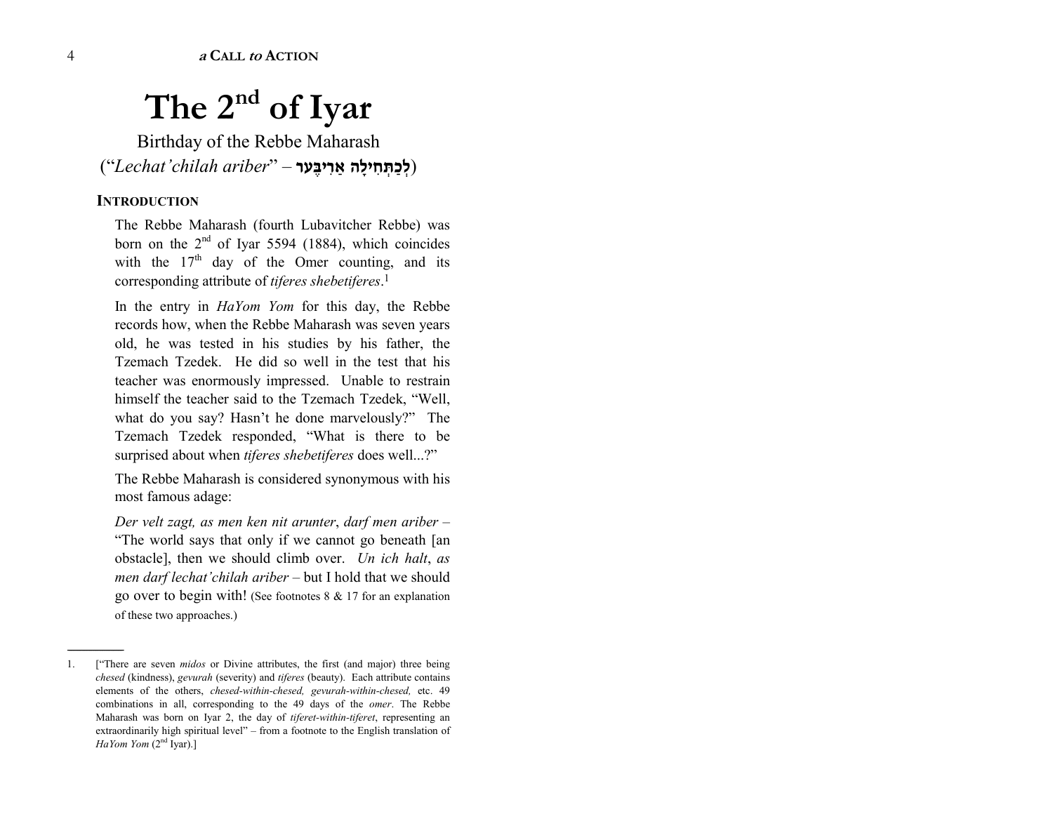# The 2nd of Iyar

Birthday of the Rebbe Maharash

(“*Lechat’chilah ariber*” – **לְכַתְּחִילָה אַרִיבֶּער**)

## INTRODUCTION

The Rebbe Maharash (fourth Lubavitcher Rebbe) was born on the 2nd of Iyar 5594 (1884), which coincides with the 17th day of the Omer counting, and its corresponding attribute of *tiferes shebetiferes*.[1]

In the entry in *HaYom Yom* for this day, the Rebbe records how, when the Rebbe Maharash was seven years old, he was tested in his studies by his father, the Tzemach Tzedek. He did so well in the test that his teacher was enormously impressed. Unable to restrain himself the teacher said to the Tzemach Tzedek, “Well, what do you say? Hasn’t he done marvelously?” The Tzemach Tzedek responded, “What is there to be surprised about when *tiferes shebetiferes* does well...?”

The Rebbe Maharash is considered synonymous with his most famous adage:

*Der velt zagt, as men ken nit arunter*, *darf men ariber* – “The world says that only if we cannot go beneath [an obstacle], then we should climb over. *Un ich halt*, *as men darf lechat’chilah ariber* – but I hold that we should go over to begin with! (See footnotes 8 & 17 for an explanation of these two approaches.)

---

1. [“There are seven *midos* or Divine attributes, the first (and major) three being *chesed* (kindness), *gevurah* (severity) and *tiferes* (beauty). Each attribute contains elements of the others, *chesed-within-chesed, gevurah-within-chesed,* etc. 49 combinations in all, corresponding to the 49 days of the *omer*. The Rebbe Maharash was born on Iyar 2, the day of *tiferet-within-tiferet*, representing an extraordinarily high spiritual level” – from a footnote to the English translation of *HaYom Yom* (2nd Iyar).]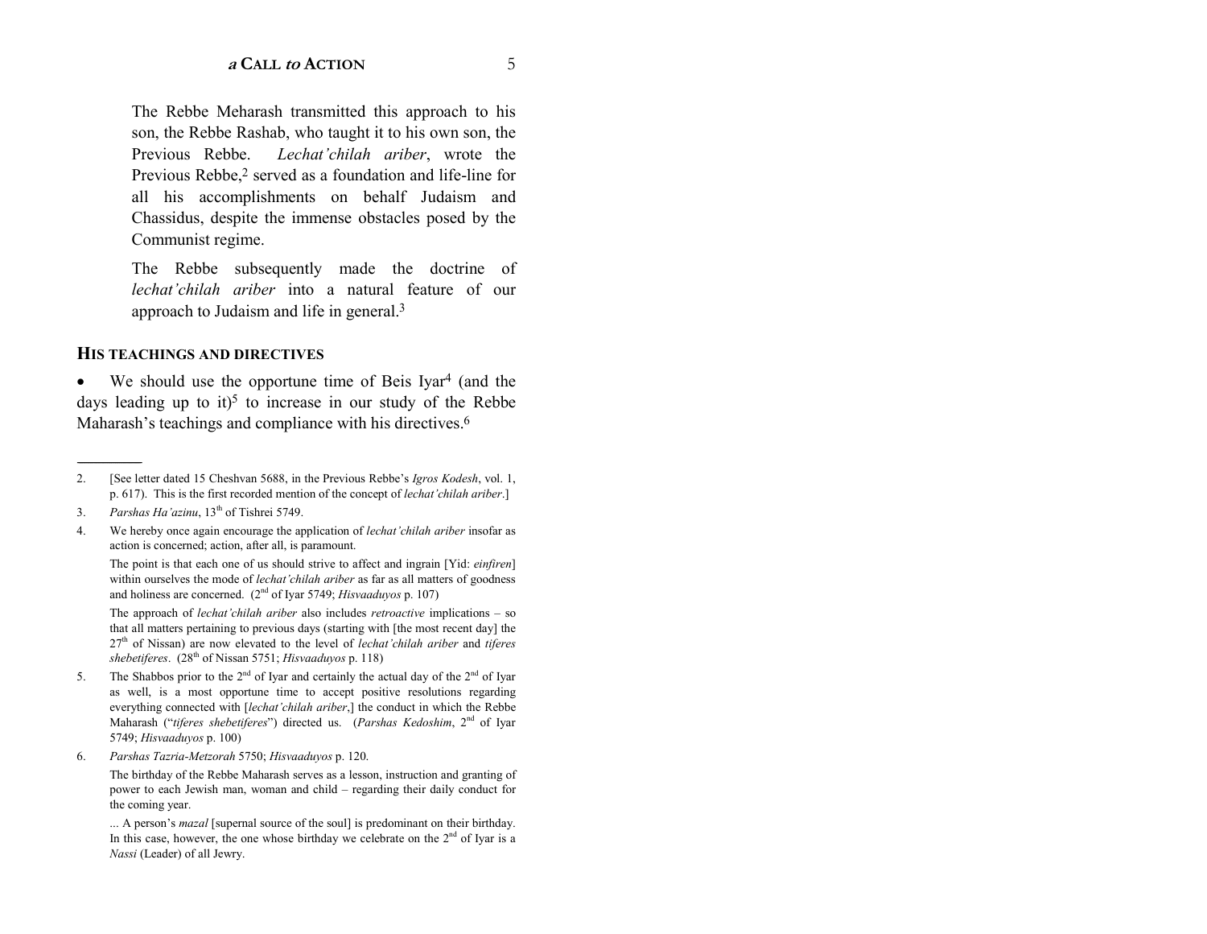The Rebbe Meharash transmitted this approach to his son, the Rebbe Rashab, who taught it to his own son, the Previous Rebbe. *Lechat'chilah ariber*, wrote the Previous Rebbe,[2] served as a foundation and life-line for all his accomplishments on behalf Judaism and Chassidus, despite the immense obstacles posed by the Communist regime.

The Rebbe subsequently made the doctrine of *lechat'chilah ariber* into a natural feature of our approach to Judaism and life in general.[3]

## HIS TEACHINGS AND DIRECTIVES

- We should use the opportune time of Beis Iyar[4] (and the days leading up to it)[5] to increase in our study of the Rebbe Maharash's teachings and compliance with his directives.[6]

---

2. [See letter dated 15 Cheshvan 5688, in the Previous Rebbe's *Igros Kodesh*, vol. 1, p. 617). This is the first recorded mention of the concept of *lechat'chilah ariber*.]

3. *Parshas Ha'azinu*, 13th of Tishrei 5749.

4. We hereby once again encourage the application of *lechat'chilah ariber* insofar as action is concerned; action, after all, is paramount.

   The point is that each one of us should strive to affect and ingrain [Yid: *einfiren*] within ourselves the mode of *lechat'chilah ariber* as far as all matters of goodness and holiness are concerned. (2nd of Iyar 5749; *Hisvaaduyos* p. 107)

   The approach of *lechat'chilah ariber* also includes *retroactive* implications – so that all matters pertaining to previous days (starting with [the most recent day] the 27th of Nissan) are now elevated to the level of *lechat'chilah ariber* and *tiferes shebetiferes*. (28th of Nissan 5751; *Hisvaaduyos* p. 118)

5. The Shabbos prior to the 2nd of Iyar and certainly the actual day of the 2nd of Iyar as well, is a most opportune time to accept positive resolutions regarding everything connected with [*lechat'chilah ariber*,] the conduct in which the Rebbe Maharash ("*tiferes shebetiferes*") directed us. (*Parshas Kedoshim*, 2nd of Iyar 5749; *Hisvaaduyos* p. 100)

6. *Parshas Tazria-Metzorah* 5750; *Hisvaaduyos* p. 120.

   The birthday of the Rebbe Maharash serves as a lesson, instruction and granting of power to each Jewish man, woman and child – regarding their daily conduct for the coming year.

   ... A person's *mazal* [supernal source of the soul] is predominant on their birthday. In this case, however, the one whose birthday we celebrate on the 2nd of Iyar is a *Nassi* (Leader) of all Jewry.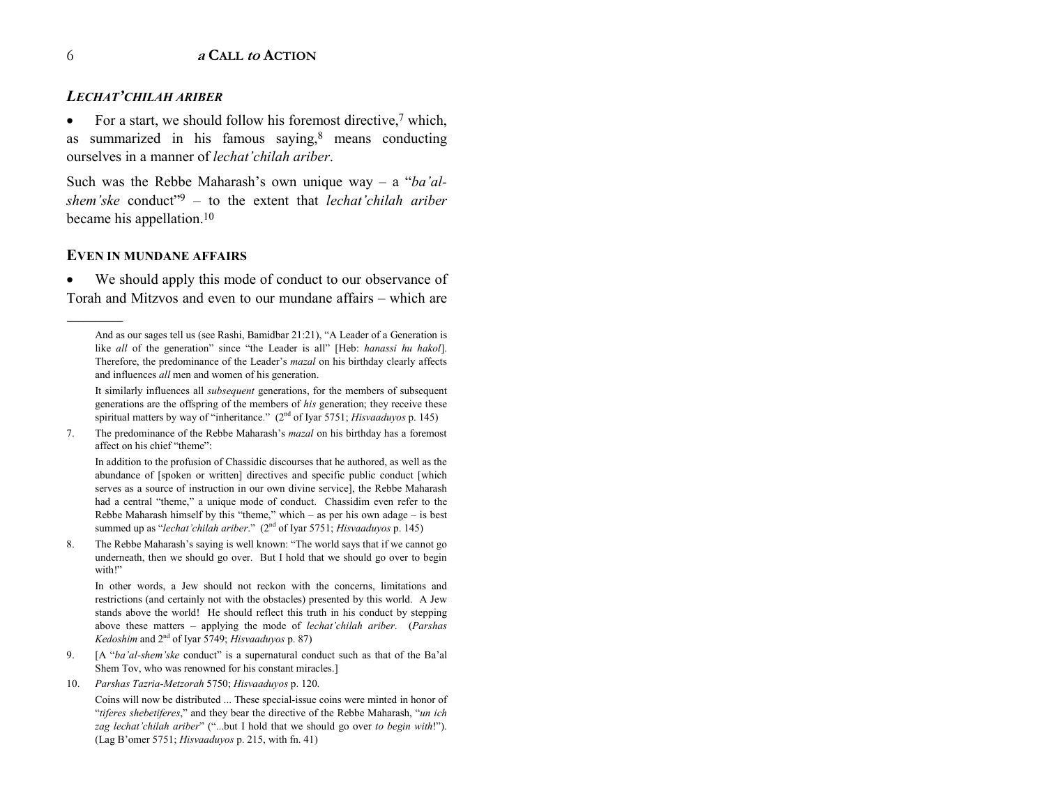### *LECHAT'CHILAH ARIBER*

- For a start, we should follow his foremost directive,[7] which, as summarized in his famous saying,[8] means conducting ourselves in a manner of *lechat'chilah ariber*.

Such was the Rebbe Maharash's own unique way – a "*ba'al-shem'ske* conduct"[9] – to the extent that *lechat'chilah ariber* became his appellation.[10]

### EVEN IN MUNDANE AFFAIRS

- We should apply this mode of conduct to our observance of Torah and Mitzvos and even to our mundane affairs – which are

---

And as our sages tell us (see Rashi, Bamidbar 21:21), "A Leader of a Generation is like *all* of the generation" since "the Leader is all" [Heb: *hanassi hu hakol*]. Therefore, the predominance of the Leader's *mazal* on his birthday clearly affects and influences *all* men and women of his generation.

It similarly influences all *subsequent* generations, for the members of subsequent generations are the offspring of the members of *his* generation; they receive these spiritual matters by way of "inheritance." (2nd of Iyar 5751; *Hisvaaduyos* p. 145)

7. The predominance of the Rebbe Maharash's *mazal* on his birthday has a foremost affect on his chief "theme":

   In addition to the profusion of Chassidic discourses that he authored, as well as the abundance of [spoken or written] directives and specific public conduct [which serves as a source of instruction in our own divine service], the Rebbe Maharash had a central "theme," a unique mode of conduct. Chassidim even refer to the Rebbe Maharash himself by this "theme," which – as per his own adage – is best summed up as "*lechat'chilah ariber*." (2nd of Iyar 5751; *Hisvaaduyos* p. 145)

8. The Rebbe Maharash's saying is well known: "The world says that if we cannot go underneath, then we should go over. But I hold that we should go over to begin with!"

   In other words, a Jew should not reckon with the concerns, limitations and restrictions (and certainly not with the obstacles) presented by this world. A Jew stands above the world! He should reflect this truth in his conduct by stepping above these matters – applying the mode of *lechat'chilah ariber*. (*Parshas Kedoshim* and 2nd of Iyar 5749; *Hisvaaduyos* p. 87)

9. [A "*ba'al-shem'ske* conduct" is a supernatural conduct such as that of the Ba'al Shem Tov, who was renowned for his constant miracles.]

10. *Parshas Tazria-Metzorah* 5750; *Hisvaaduyos* p. 120.

    Coins will now be distributed ... These special-issue coins were minted in honor of "*tiferes shebetiferes*," and they bear the directive of the Rebbe Maharash, "*un ich zag lechat'chilah ariber*" ("...but I hold that we should go over *to begin with*!"). (Lag B'omer 5751; *Hisvaaduyos* p. 215, with fn. 41)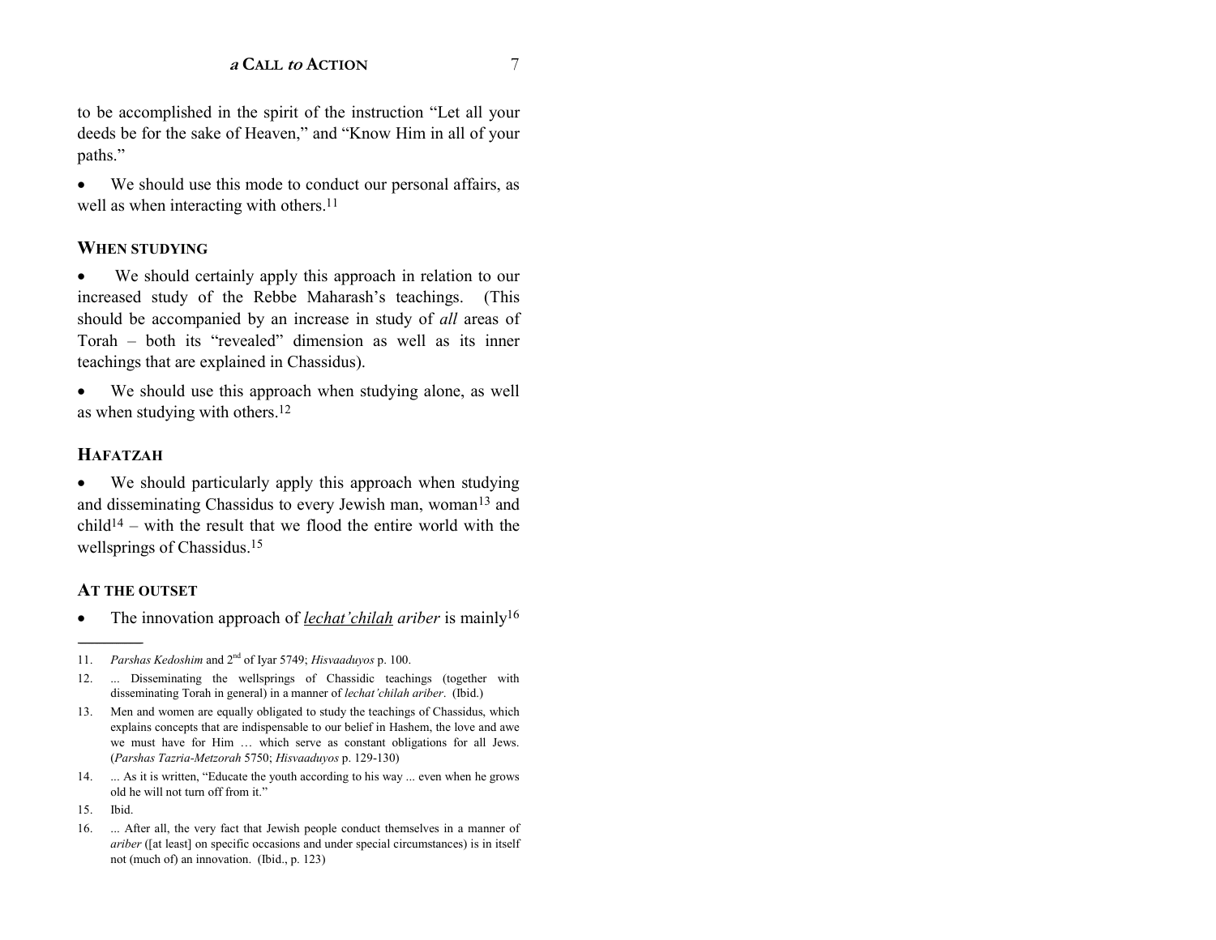to be accomplished in the spirit of the instruction "Let all your deeds be for the sake of Heaven," and "Know Him in all of your paths."

- We should use this mode to conduct our personal affairs, as well as when interacting with others.[11]

## WHEN STUDYING

- We should certainly apply this approach in relation to our increased study of the Rebbe Maharash's teachings. (This should be accompanied by an increase in study of *all* areas of Torah – both its "revealed" dimension as well as its inner teachings that are explained in Chassidus).

- We should use this approach when studying alone, as well as when studying with others.[12]

## HAFATZAH

- We should particularly apply this approach when studying and disseminating Chassidus to every Jewish man, woman[13] and child[14] – with the result that we flood the entire world with the wellsprings of Chassidus.[15]

## AT THE OUTSET

- The innovation approach of ***lechat'chilah*** *ariber* is mainly[16]

---

11. *Parshas Kedoshim* and 2nd of Iyar 5749; *Hisvaaduyos* p. 100.

12. ... Disseminating the wellsprings of Chassidic teachings (together with disseminating Torah in general) in a manner of *lechat'chilah ariber*. (Ibid.)

13. Men and women are equally obligated to study the teachings of Chassidus, which explains concepts that are indispensable to our belief in Hashem, the love and awe we must have for Him … which serve as constant obligations for all Jews. (*Parshas Tazria-Metzorah* 5750; *Hisvaaduyos* p. 129-130)

14. ... As it is written, "Educate the youth according to his way ... even when he grows old he will not turn off from it."

15. Ibid.

16. ... After all, the very fact that Jewish people conduct themselves in a manner of *ariber* ([at least] on specific occasions and under special circumstances) is in itself not (much of) an innovation. (Ibid., p. 123)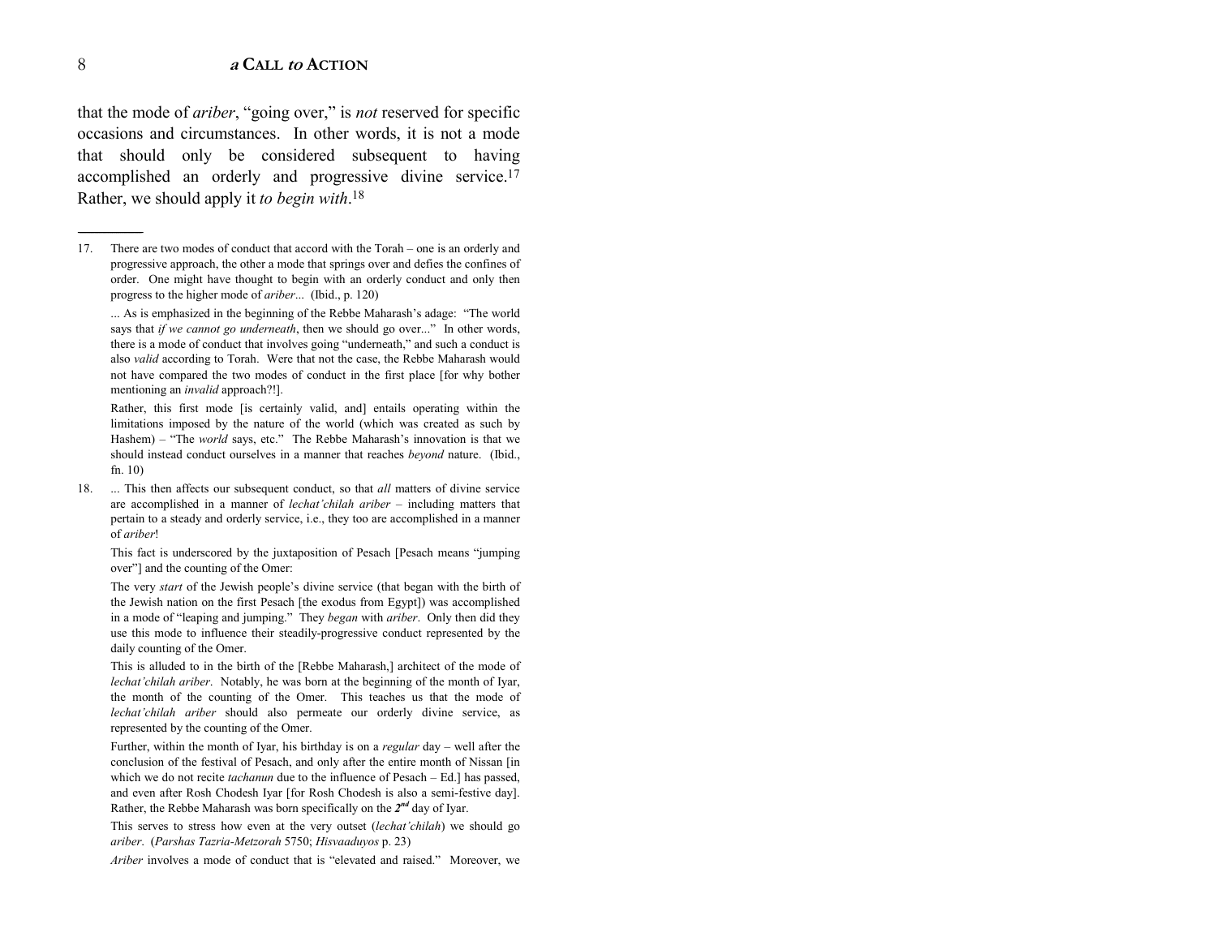that the mode of *ariber*, “going over,” is *not* reserved for specific occasions and circumstances. In other words, it is not a mode that should only be considered subsequent to having accomplished an orderly and progressive divine service.[17] Rather, we should apply it *to begin with*.[18]

---

17. There are two modes of conduct that accord with the Torah – one is an orderly and progressive approach, the other a mode that springs over and defies the confines of order. One might have thought to begin with an orderly conduct and only then progress to the higher mode of *ariber*... (Ibid., p. 120)

 ... As is emphasized in the beginning of the Rebbe Maharash’s adage: “The world says that *if we cannot go underneath*, then we should go over...” In other words, there is a mode of conduct that involves going “underneath,” and such a conduct is also *valid* according to Torah. Were that not the case, the Rebbe Maharash would not have compared the two modes of conduct in the first place [for why bother mentioning an *invalid* approach?!].

 Rather, this first mode [is certainly valid, and] entails operating within the limitations imposed by the nature of the world (which was created as such by Hashem) – “The *world* says, etc.” The Rebbe Maharash’s innovation is that we should instead conduct ourselves in a manner that reaches *beyond* nature. (Ibid., fn. 10)

18. ... This then affects our subsequent conduct, so that *all* matters of divine service are accomplished in a manner of *lechat’chilah ariber* – including matters that pertain to a steady and orderly service, i.e., they too are accomplished in a manner of *ariber*!

 This fact is underscored by the juxtaposition of Pesach [Pesach means “jumping over”] and the counting of the Omer:

 The very *start* of the Jewish people’s divine service (that began with the birth of the Jewish nation on the first Pesach [the exodus from Egypt]) was accomplished in a mode of “leaping and jumping.” They *began* with *ariber*. Only then did they use this mode to influence their steadily-progressive conduct represented by the daily counting of the Omer.

 This is alluded to in the birth of the [Rebbe Maharash,] architect of the mode of *lechat’chilah ariber*. Notably, he was born at the beginning of the month of Iyar, the month of the counting of the Omer. This teaches us that the mode of *lechat’chilah ariber* should also permeate our orderly divine service, as represented by the counting of the Omer.

 Further, within the month of Iyar, his birthday is on a *regular* day – well after the conclusion of the festival of Pesach, and only after the entire month of Nissan [in which we do not recite *tachanun* due to the influence of Pesach – Ed.] has passed, and even after Rosh Chodesh Iyar [for Rosh Chodesh is also a semi-festive day]. Rather, the Rebbe Maharash was born specifically on the ***2nd*** day of Iyar.

 This serves to stress how even at the very outset (*lechat’chilah*) we should go *ariber*. (*Parshas Tazria-Metzorah* 5750; *Hisvaaduyos* p. 23)

 *Ariber* involves a mode of conduct that is “elevated and raised.” Moreover, we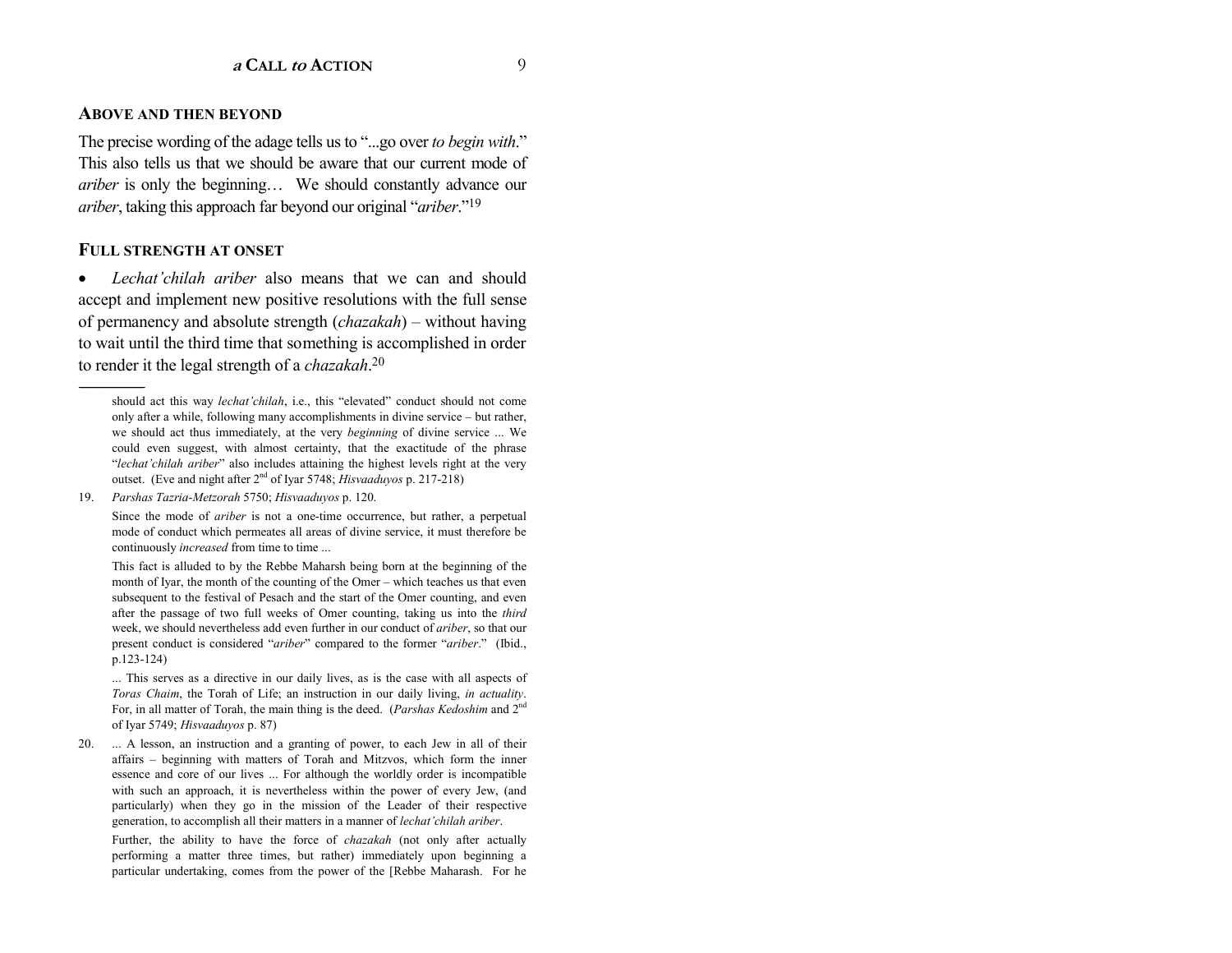## ABOVE AND THEN BEYOND

The precise wording of the adage tells us to "...go over *to begin with*." This also tells us that we should be aware that our current mode of *ariber* is only the beginning… We should constantly advance our *ariber*, taking this approach far beyond our original "*ariber*."[19]

## FULL STRENGTH AT ONSET

- *Lechat'chilah ariber* also means that we can and should accept and implement new positive resolutions with the full sense of permanency and absolute strength (*chazakah*) – without having to wait until the third time that something is accomplished in order to render it the legal strength of a *chazakah*.[20]

---

should act this way *lechat'chilah*, i.e., this "elevated" conduct should not come only after a while, following many accomplishments in divine service – but rather, we should act thus immediately, at the very *beginning* of divine service ... We could even suggest, with almost certainty, that the exactitude of the phrase "*lechat'chilah ariber*" also includes attaining the highest levels right at the very outset. (Eve and night after 2nd of Iyar 5748; *Hisvaaduyos* p. 217-218)

19. *Parshas Tazria-Metzorah* 5750; *Hisvaaduyos* p. 120.

    Since the mode of *ariber* is not a one-time occurrence, but rather, a perpetual mode of conduct which permeates all areas of divine service, it must therefore be continuously *increased* from time to time ...

    This fact is alluded to by the Rebbe Maharsh being born at the beginning of the month of Iyar, the month of the counting of the Omer – which teaches us that even subsequent to the festival of Pesach and the start of the Omer counting, and even after the passage of two full weeks of Omer counting, taking us into the *third* week, we should nevertheless add even further in our conduct of *ariber*, so that our present conduct is considered "*ariber*" compared to the former "*ariber*." (Ibid., p.123-124)

    ... This serves as a directive in our daily lives, as is the case with all aspects of *Toras Chaim*, the Torah of Life; an instruction in our daily living, *in actuality*. For, in all matter of Torah, the main thing is the deed. (*Parshas Kedoshim* and 2nd of Iyar 5749; *Hisvaaduyos* p. 87)

20. ... A lesson, an instruction and a granting of power, to each Jew in all of their affairs – beginning with matters of Torah and Mitzvos, which form the inner essence and core of our lives ... For although the worldly order is incompatible with such an approach, it is nevertheless within the power of every Jew, (and particularly) when they go in the mission of the Leader of their respective generation, to accomplish all their matters in a manner of *lechat'chilah ariber*.

    Further, the ability to have the force of *chazakah* (not only after actually performing a matter three times, but rather) immediately upon beginning a particular undertaking, comes from the power of the [Rebbe Maharash. For he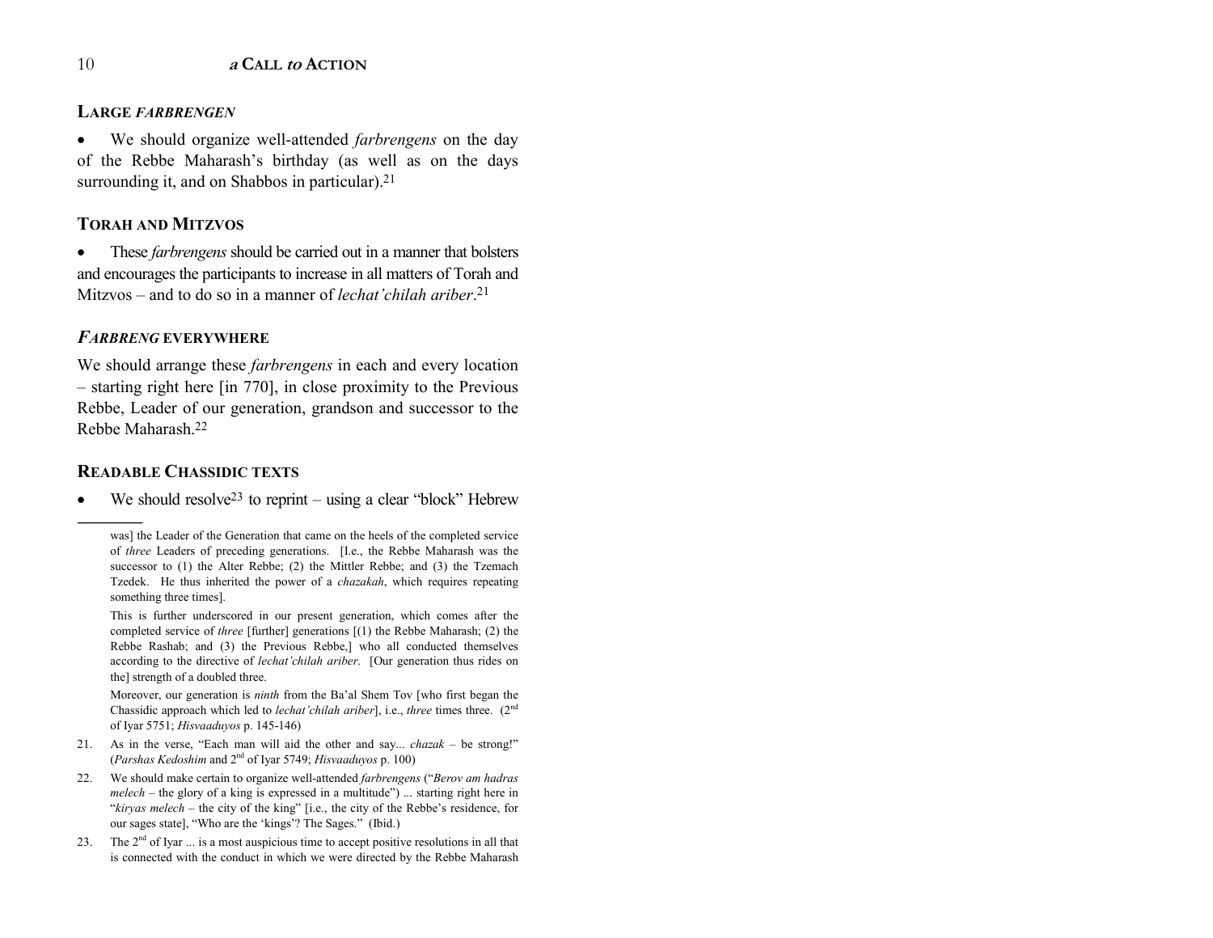## LARGE *FARBRENGEN*

- We should organize well-attended *farbrengens* on the day of the Rebbe Maharash's birthday (as well as on the days surrounding it, and on Shabbos in particular).[21]

## TORAH AND MITZVOS

- These *farbrengens* should be carried out in a manner that bolsters and encourages the participants to increase in all matters of Torah and Mitzvos – and to do so in a manner of *lechat'chilah ariber*.[21]

## *FARBRENG* EVERYWHERE

We should arrange these *farbrengens* in each and every location – starting right here [in 770], in close proximity to the Previous Rebbe, Leader of our generation, grandson and successor to the Rebbe Maharash.[22]

## READABLE CHASSIDIC TEXTS

- We should resolve[23] to reprint – using a clear "block" Hebrew

---

was] the Leader of the Generation that came on the heels of the completed service of *three* Leaders of preceding generations. [I.e., the Rebbe Maharash was the successor to (1) the Alter Rebbe; (2) the Mittler Rebbe; and (3) the Tzemach Tzedek. He thus inherited the power of a *chazakah*, which requires repeating something three times].

This is further underscored in our present generation, which comes after the completed service of *three* [further] generations [(1) the Rebbe Maharash; (2) the Rebbe Rashab; and (3) the Previous Rebbe,] who all conducted themselves according to the directive of *lechat'chilah ariber*. [Our generation thus rides on the] strength of a doubled three.

Moreover, our generation is *ninth* from the Ba'al Shem Tov [who first began the Chassidic approach which led to *lechat'chilah ariber*], i.e., *three* times three. (2nd of Iyar 5751; *Hisvaaduyos* p. 145-146)

21. As in the verse, "Each man will aid the other and say... *chazak* – be strong!" (*Parshas Kedoshim* and 2nd of Iyar 5749; *Hisvaaduyos* p. 100)

22. We should make certain to organize well-attended *farbrengens* ("*Berov am hadras melech* – the glory of a king is expressed in a multitude") ... starting right here in "*kiryas melech* – the city of the king" [i.e., the city of the Rebbe's residence, for our sages state], "Who are the 'kings'? The Sages." (Ibid.)

23. The 2nd of Iyar ... is a most auspicious time to accept positive resolutions in all that is connected with the conduct in which we were directed by the Rebbe Maharash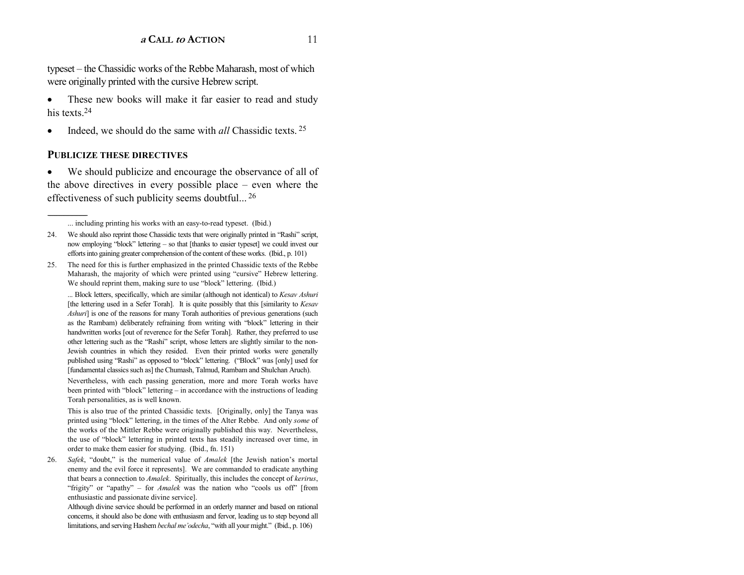typeset – the Chassidic works of the Rebbe Maharash, most of which were originally printed with the cursive Hebrew script.

- These new books will make it far easier to read and study his texts.[24]
- Indeed, we should do the same with *all* Chassidic texts.[25]

### PUBLICIZE THESE DIRECTIVES

- We should publicize and encourage the observance of all of the above directives in every possible place – even where the effectiveness of such publicity seems doubtful...[26]

---

... including printing his works with an easy-to-read typeset. (Ibid.)

24. We should also reprint those Chassidic texts that were originally printed in "Rashi" script, now employing "block" lettering – so that [thanks to easier typeset] we could invest our efforts into gaining greater comprehension of the content of these works. (Ibid., p. 101)

25. The need for this is further emphasized in the printed Chassidic texts of the Rebbe Maharash, the majority of which were printed using "cursive" Hebrew lettering. We should reprint them, making sure to use "block" lettering. (Ibid.)

    ... Block letters, specifically, which are similar (although not identical) to *Kesav Ashuri* [the lettering used in a Sefer Torah]. It is quite possibly that this [similarity to *Kesav Ashuri*] is one of the reasons for many Torah authorities of previous generations (such as the Rambam) deliberately refraining from writing with "block" lettering in their handwritten works [out of reverence for the Sefer Torah]. Rather, they preferred to use other lettering such as the "Rashi" script, whose letters are slightly similar to the non-Jewish countries in which they resided. Even their printed works were generally published using "Rashi" as opposed to "block" lettering. ("Block" was [only] used for [fundamental classics such as] the Chumash, Talmud, Rambam and Shulchan Aruch).

    Nevertheless, with each passing generation, more and more Torah works have been printed with "block" lettering – in accordance with the instructions of leading Torah personalities, as is well known.

    This is also true of the printed Chassidic texts. [Originally, only] the Tanya was printed using "block" lettering, in the times of the Alter Rebbe. And only *some* of the works of the Mittler Rebbe were originally published this way. Nevertheless, the use of "block" lettering in printed texts has steadily increased over time, in order to make them easier for studying. (Ibid., fn. 151)

26. *Safek*, "doubt," is the numerical value of *Amalek* [the Jewish nation's mortal enemy and the evil force it represents]. We are commanded to eradicate anything that bears a connection to *Amalek*. Spiritually, this includes the concept of *kerirus*, "frigity" or "apathy" – for *Amalek* was the nation who "cools us off" [from enthusiastic and passionate divine service].

    Although divine service should be performed in an orderly manner and based on rational concerns, it should also be done with enthusiasm and fervor, leading us to step beyond all limitations, and serving Hashem *bechal me'odecha*, "with all your might." (Ibid., p. 106)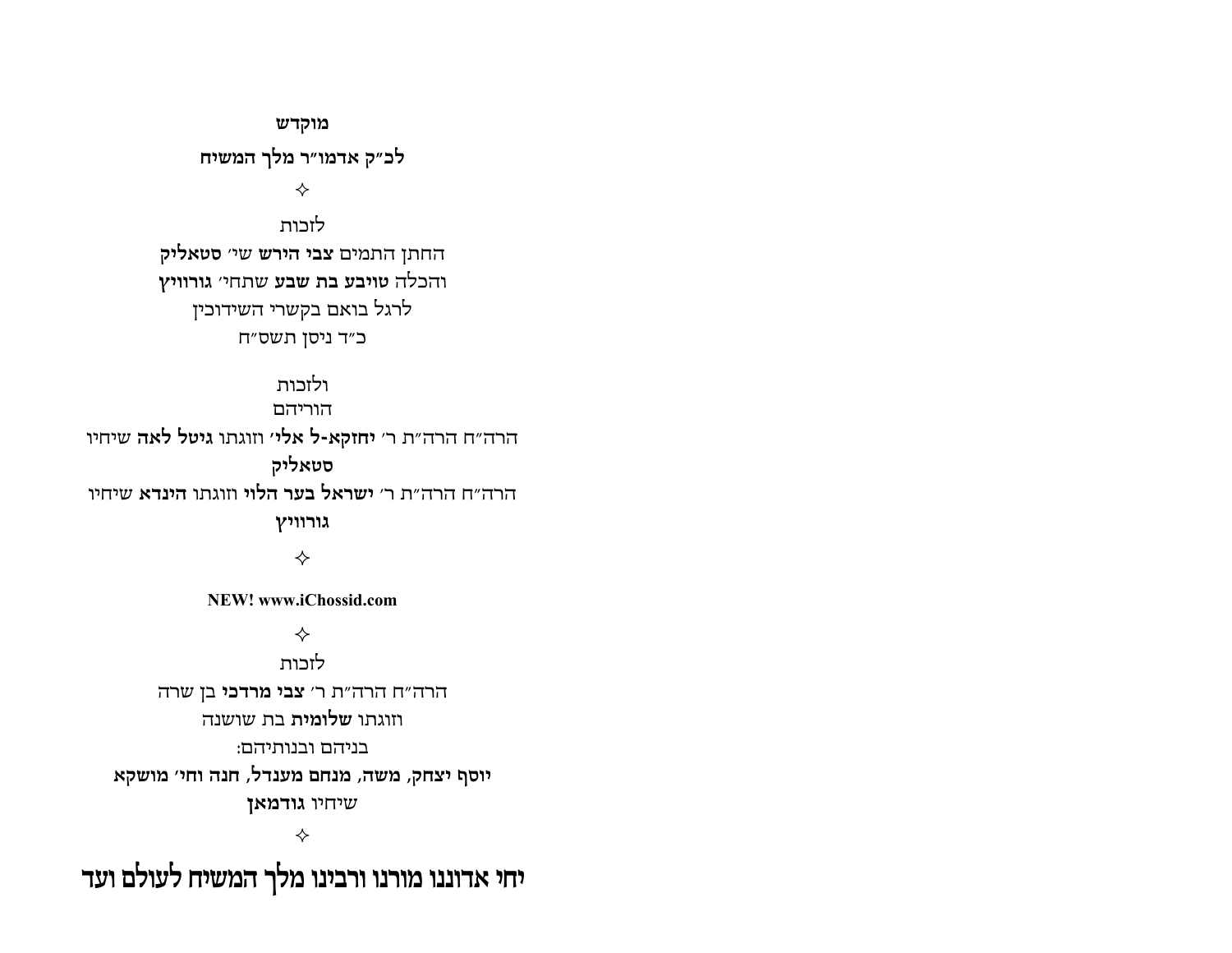**מוקדש**

**לכ״ק אדמו״ר מלך המשיח**

✧

לזכות

החתן התמים **צבי הירש** שי׳ **סטאליק**

והכלה **טויבע בת שבע** שתחי׳ **גורוויץ**

לרגל בואם בקשרי השידוכין

כ״ד ניסן תשס״ח

ולזכות

הוריהם

הרה״ח הרה״ת ר׳ **יחזקא-ל אלי׳** וזוגתו **גיטל לאה** שיחיו

**סטאליק**

הרה״ח הרה״ת ר׳ **ישראל בער הלוי** וזוגתו **הינדא** שיחיו

**גורוויץ**

✧

**NEW! www.iChossid.com**

✧

לזכות

הרה״ח הרה״ת ר׳ **צבי מרדכי** בן שרה

וזוגתו **שלומית** בת שושנה

בניהם ובנותיהם:

**יוסף יצחק, משה, מנחם מענדל, חנה וחי׳ מושקא**

שיחיו **גודמאן**

✧

**יחי אדוננו מורנו ורבינו מלך המשיח לעולם ועד**